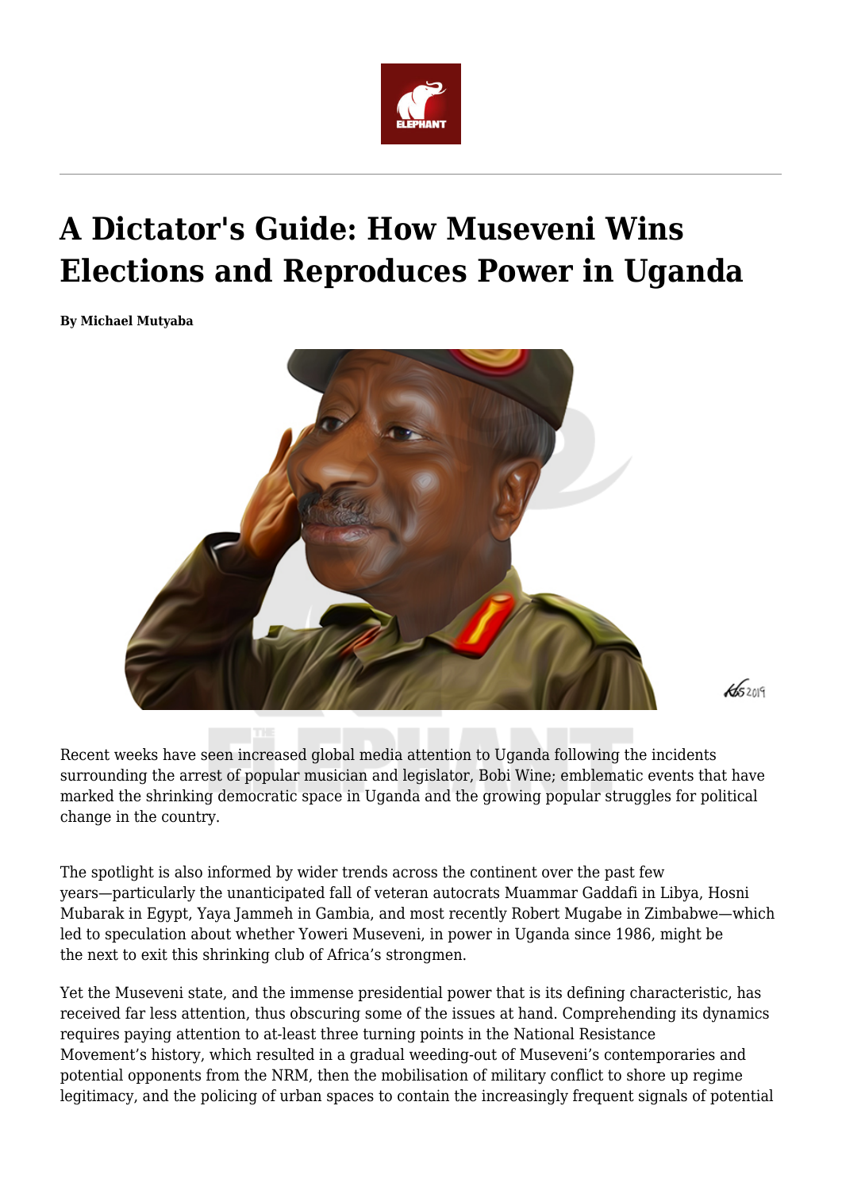# A Dictator's Guide: How Museveni Wins Elections and Reproduces Power in Uganda

**By Michael Mutyaba**

Recent weeks have seen increased global media attention to Uganda following the incidents surrounding the arrest of popular musician and legislator, Bobi Wine; emblematic events that have marked the shrinking democratic space in Uganda and the growing popular struggles for political change in the country.

The spotlight is also informed by wider trends across the continent over the past few years—particularly the unanticipated fall of veteran autocrats Muammar Gaddafi in Libya, Hosni Mubarak in Egypt, Yaya Jammeh in Gambia, and most recently Robert Mugabe in Zimbabwe—which led to speculation about whether Yoweri Museveni, in power in Uganda since 1986, might be the next to exit this shrinking club of Africa's strongmen.

Yet the Museveni state, and the immense presidential power that is its defining characteristic, has received far less attention, thus obscuring some of the issues at hand. Comprehending its dynamics requires paying attention to at-least three turning points in the National Resistance Movement's history, which resulted in a gradual weeding-out of Museveni's contemporaries and potential opponents from the NRM, then the mobilisation of military conflict to shore up regime legitimacy, and the policing of urban spaces to contain the increasingly frequent signals of potential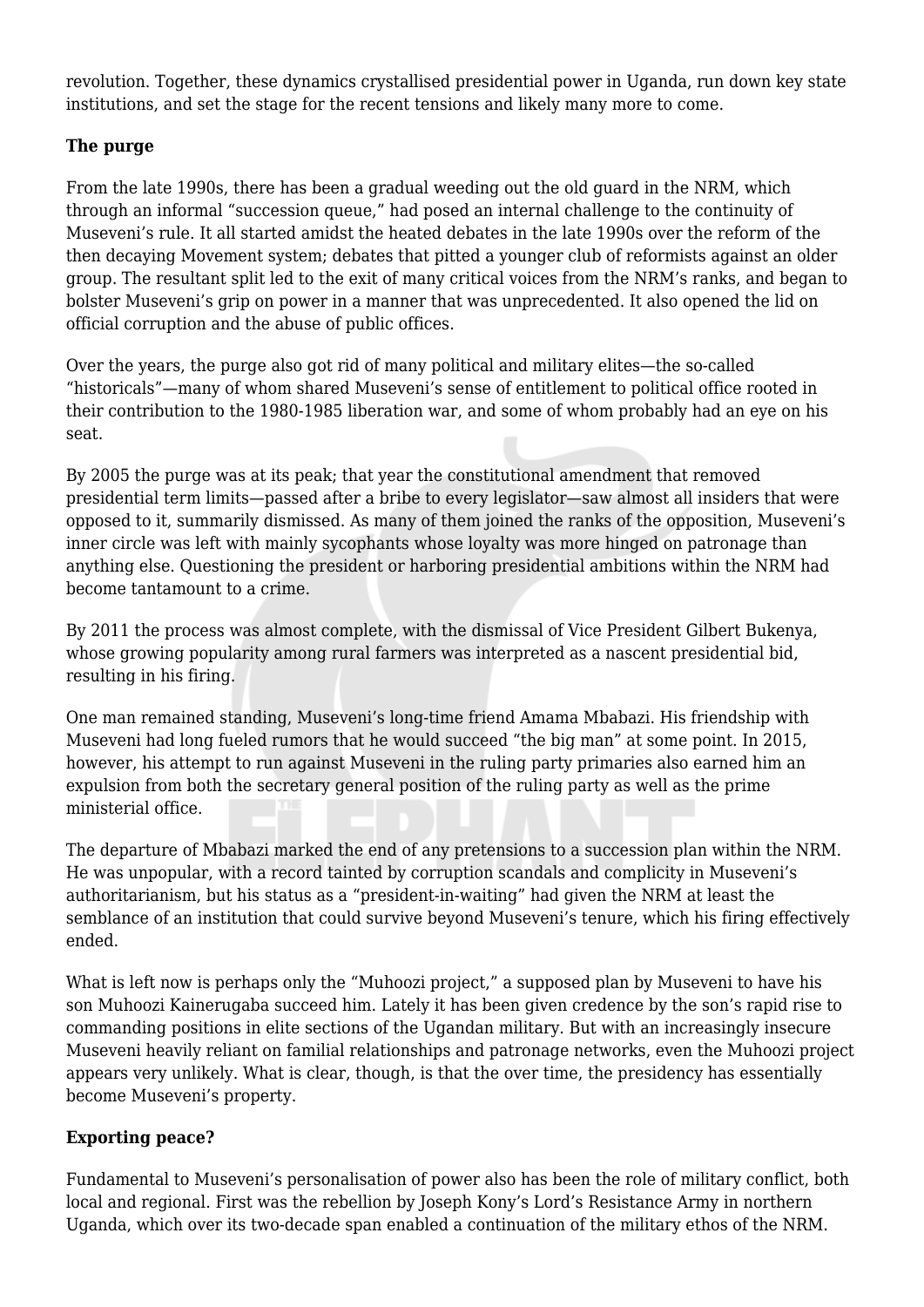revolution. Together, these dynamics crystallised presidential power in Uganda, run down key state institutions, and set the stage for the recent tensions and likely many more to come.

**The purge**

From the late 1990s, there has been a gradual weeding out the old guard in the NRM, which through an informal "succession queue," had posed an internal challenge to the continuity of Museveni's rule. It all started amidst the heated debates in the late 1990s over the reform of the then decaying Movement system; debates that pitted a younger club of reformists against an older group. The resultant split led to the exit of many critical voices from the NRM's ranks, and began to bolster Museveni's grip on power in a manner that was unprecedented. It also opened the lid on official corruption and the abuse of public offices.

Over the years, the purge also got rid of many political and military elites—the so-called "historicals"—many of whom shared Museveni's sense of entitlement to political office rooted in their contribution to the 1980-1985 liberation war, and some of whom probably had an eye on his seat.

By 2005 the purge was at its peak; that year the constitutional amendment that removed presidential term limits—passed after a bribe to every legislator—saw almost all insiders that were opposed to it, summarily dismissed. As many of them joined the ranks of the opposition, Museveni's inner circle was left with mainly sycophants whose loyalty was more hinged on patronage than anything else. Questioning the president or harboring presidential ambitions within the NRM had become tantamount to a crime.

By 2011 the process was almost complete, with the dismissal of Vice President Gilbert Bukenya, whose growing popularity among rural farmers was interpreted as a nascent presidential bid, resulting in his firing.

One man remained standing, Museveni's long-time friend Amama Mbabazi. His friendship with Museveni had long fueled rumors that he would succeed "the big man" at some point. In 2015, however, his attempt to run against Museveni in the ruling party primaries also earned him an expulsion from both the secretary general position of the ruling party as well as the prime ministerial office.

The departure of Mbabazi marked the end of any pretensions to a succession plan within the NRM. He was unpopular, with a record tainted by corruption scandals and complicity in Museveni's authoritarianism, but his status as a "president-in-waiting" had given the NRM at least the semblance of an institution that could survive beyond Museveni's tenure, which his firing effectively ended.

What is left now is perhaps only the "Muhoozi project," a supposed plan by Museveni to have his son Muhoozi Kainerugaba succeed him. Lately it has been given credence by the son's rapid rise to commanding positions in elite sections of the Ugandan military. But with an increasingly insecure Museveni heavily reliant on familial relationships and patronage networks, even the Muhoozi project appears very unlikely. What is clear, though, is that the over time, the presidency has essentially become Museveni's property.

**Exporting peace?**

Fundamental to Museveni's personalisation of power also has been the role of military conflict, both local and regional. First was the rebellion by Joseph Kony's Lord's Resistance Army in northern Uganda, which over its two-decade span enabled a continuation of the military ethos of the NRM.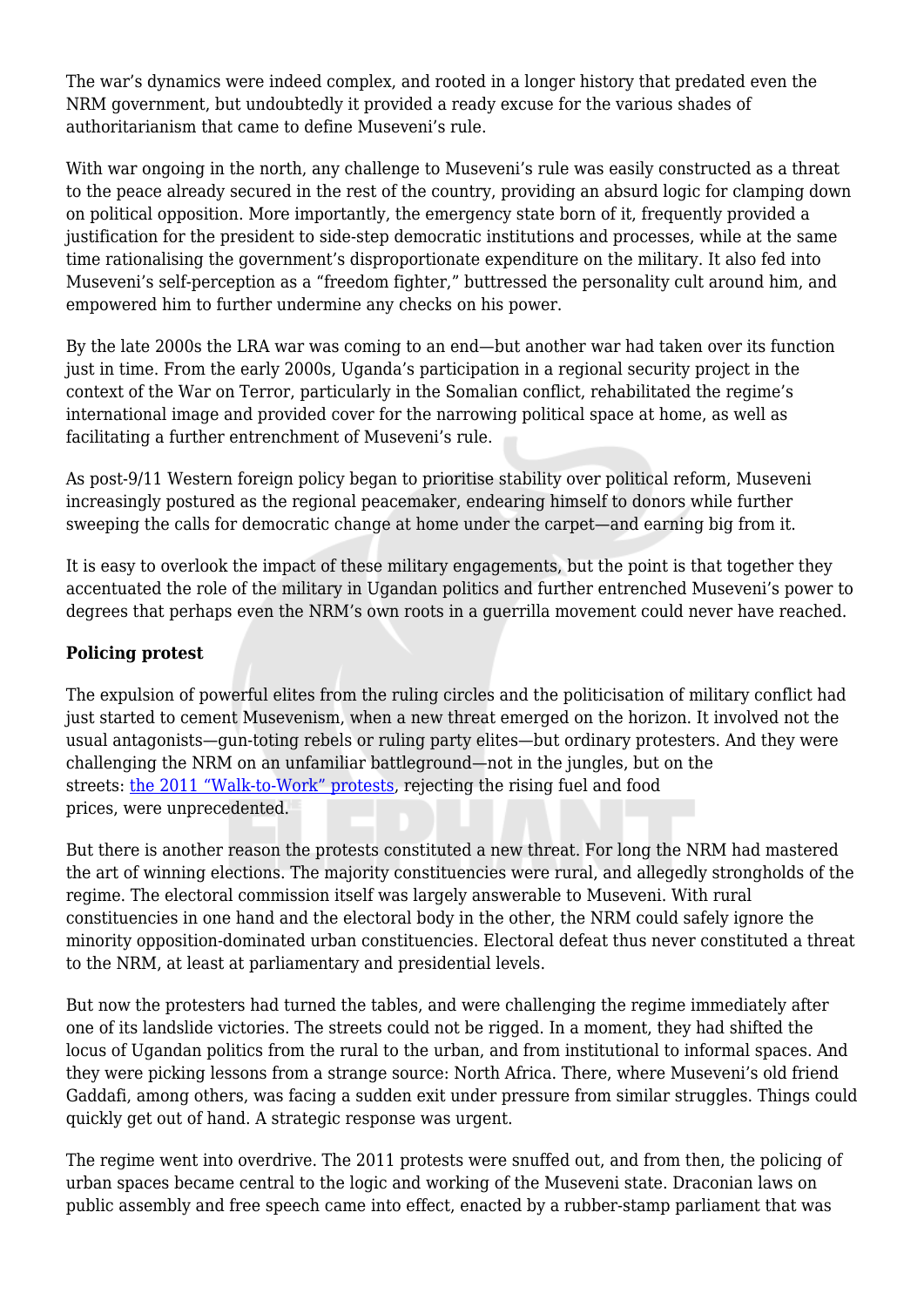The war's dynamics were indeed complex, and rooted in a longer history that predated even the NRM government, but undoubtedly it provided a ready excuse for the various shades of authoritarianism that came to define Museveni's rule.

With war ongoing in the north, any challenge to Museveni's rule was easily constructed as a threat to the peace already secured in the rest of the country, providing an absurd logic for clamping down on political opposition. More importantly, the emergency state born of it, frequently provided a justification for the president to side-step democratic institutions and processes, while at the same time rationalising the government's disproportionate expenditure on the military. It also fed into Museveni's self-perception as a "freedom fighter," buttressed the personality cult around him, and empowered him to further undermine any checks on his power.

By the late 2000s the LRA war was coming to an end—but another war had taken over its function just in time. From the early 2000s, Uganda's participation in a regional security project in the context of the War on Terror, particularly in the Somalian conflict, rehabilitated the regime's international image and provided cover for the narrowing political space at home, as well as facilitating a further entrenchment of Museveni's rule.

As post-9/11 Western foreign policy began to prioritise stability over political reform, Museveni increasingly postured as the regional peacemaker, endearing himself to donors while further sweeping the calls for democratic change at home under the carpet—and earning big from it.

It is easy to overlook the impact of these military engagements, but the point is that together they accentuated the role of the military in Ugandan politics and further entrenched Museveni's power to degrees that perhaps even the NRM's own roots in a guerrilla movement could never have reached.

**Policing protest**

The expulsion of powerful elites from the ruling circles and the politicisation of military conflict had just started to cement Musevenism, when a new threat emerged on the horizon. It involved not the usual antagonists—gun-toting rebels or ruling party elites—but ordinary protesters. And they were challenging the NRM on an unfamiliar battleground—not in the jungles, but on the streets: the 2011 "Walk-to-Work" protests, rejecting the rising fuel and food prices, were unprecedented.

But there is another reason the protests constituted a new threat. For long the NRM had mastered the art of winning elections. The majority constituencies were rural, and allegedly strongholds of the regime. The electoral commission itself was largely answerable to Museveni. With rural constituencies in one hand and the electoral body in the other, the NRM could safely ignore the minority opposition-dominated urban constituencies. Electoral defeat thus never constituted a threat to the NRM, at least at parliamentary and presidential levels.

But now the protesters had turned the tables, and were challenging the regime immediately after one of its landslide victories. The streets could not be rigged. In a moment, they had shifted the locus of Ugandan politics from the rural to the urban, and from institutional to informal spaces. And they were picking lessons from a strange source: North Africa. There, where Museveni's old friend Gaddafi, among others, was facing a sudden exit under pressure from similar struggles. Things could quickly get out of hand. A strategic response was urgent.

The regime went into overdrive. The 2011 protests were snuffed out, and from then, the policing of urban spaces became central to the logic and working of the Museveni state. Draconian laws on public assembly and free speech came into effect, enacted by a rubber-stamp parliament that was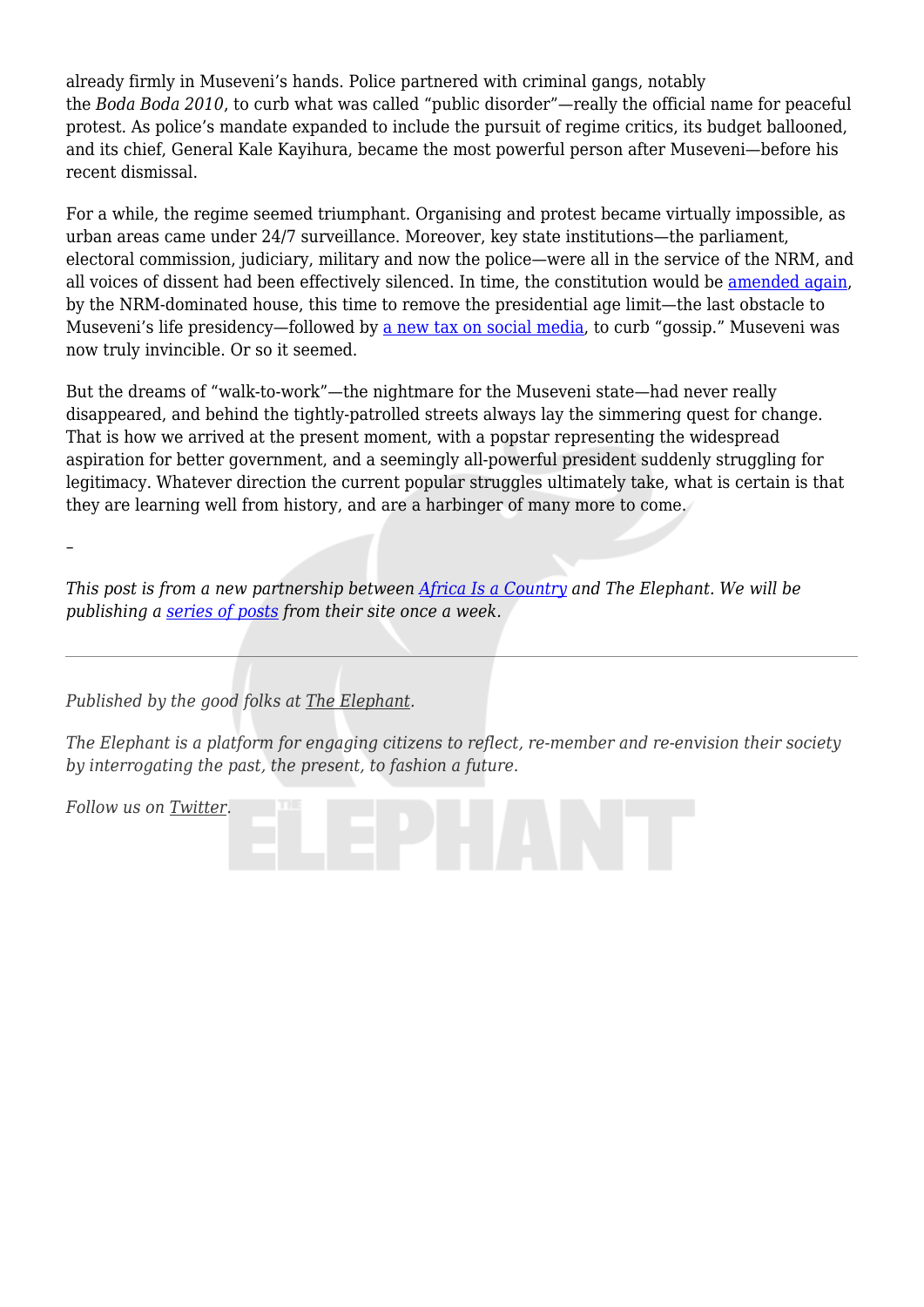already firmly in Museveni's hands. Police partnered with criminal gangs, notably the *Boda Boda 2010*, to curb what was called "public disorder"—really the official name for peaceful protest. As police's mandate expanded to include the pursuit of regime critics, its budget ballooned, and its chief, General Kale Kayihura, became the most powerful person after Museveni—before his recent dismissal.

For a while, the regime seemed triumphant. Organising and protest became virtually impossible, as urban areas came under 24/7 surveillance. Moreover, key state institutions—the parliament, electoral commission, judiciary, military and now the police—were all in the service of the NRM, and all voices of dissent had been effectively silenced. In time, the constitution would be amended again, by the NRM-dominated house, this time to remove the presidential age limit—the last obstacle to Museveni's life presidency—followed by a new tax on social media, to curb "gossip." Museveni was now truly invincible. Or so it seemed.

But the dreams of "walk-to-work"—the nightmare for the Museveni state—had never really disappeared, and behind the tightly-patrolled streets always lay the simmering quest for change. That is how we arrived at the present moment, with a popstar representing the widespread aspiration for better government, and a seemingly all-powerful president suddenly struggling for legitimacy. Whatever direction the current popular struggles ultimately take, what is certain is that they are learning well from history, and are a harbinger of many more to come.

–

*This post is from a new partnership between Africa Is a Country and The Elephant. We will be publishing a series of posts from their site once a week.*

---

*Published by the good folks at The Elephant.*

*The Elephant is a platform for engaging citizens to reflect, re-member and re-envision their society by interrogating the past, the present, to fashion a future.*

*Follow us on Twitter.*